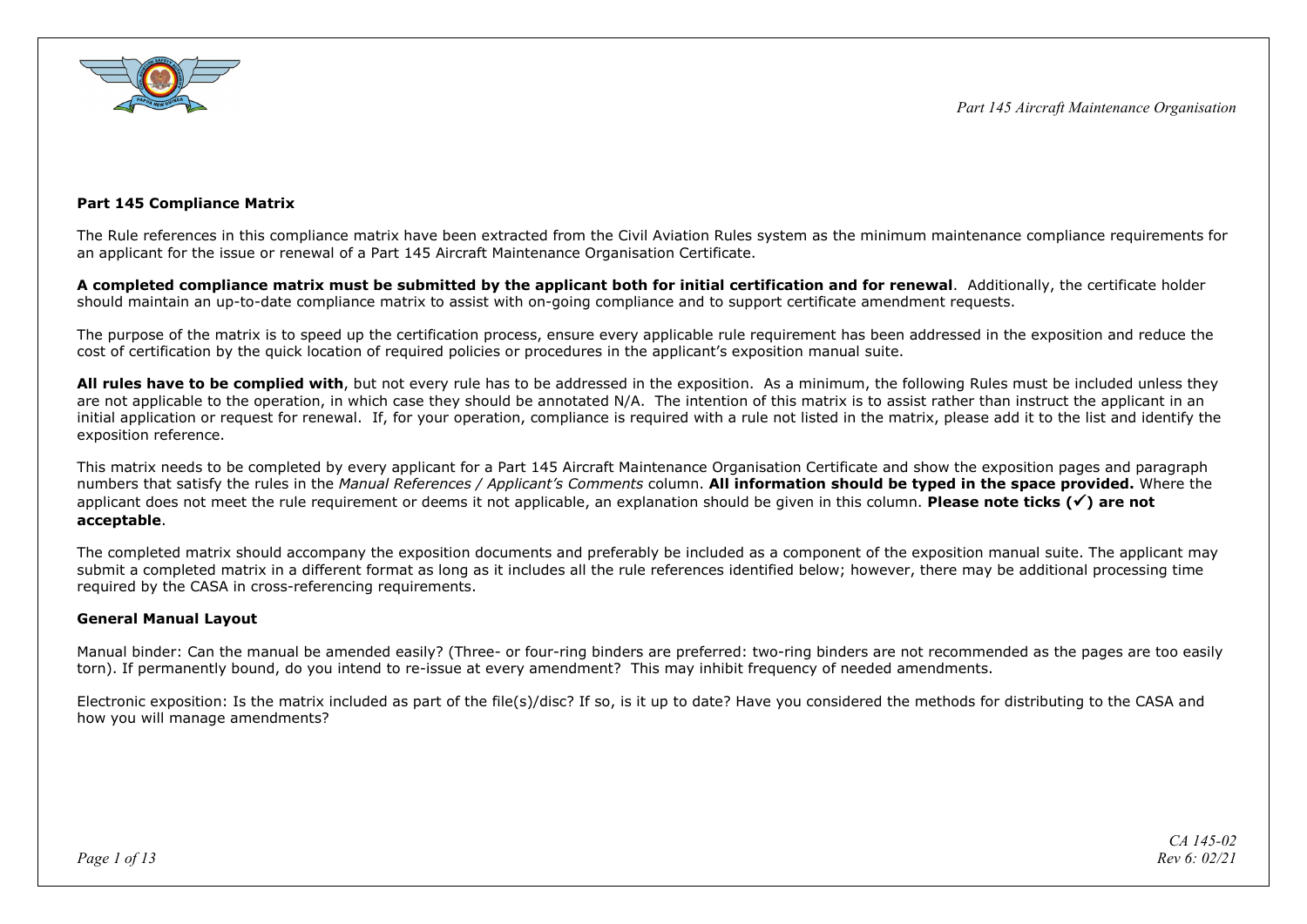**Part 145 Compliance Matrix**

The Rule references in this compliance matrix have been extracted from the Civil Aviation Rules system as the minimum maintenance compliance requirements for an applicant for the issue or renewal of a Part 145 Aircraft Maintenance Organisation Certificate.

**A completed compliance matrix must be submitted by the applicant both for initial certification and for renewal**. Additionally, the certificate holder should maintain an up-to-date compliance matrix to assist with on-going compliance and to support certificate amendment requests.

The purpose of the matrix is to speed up the certification process, ensure every applicable rule requirement has been addressed in the exposition and reduce the cost of certification by the quick location of required policies or procedures in the applicant's exposition manual suite.

**All rules have to be complied with**, but not every rule has to be addressed in the exposition. As a minimum, the following Rules must be included unless they are not applicable to the operation, in which case they should be annotated N/A. The intention of this matrix is to assist rather than instruct the applicant in an initial application or request for renewal. If, for your operation, compliance is required with a rule not listed in the matrix, please add it to the list and identify the exposition reference.

This matrix needs to be completed by every applicant for a Part 145 Aircraft Maintenance Organisation Certificate and show the exposition pages and paragraph numbers that satisfy the rules in the *Manual References / Applicant's Comments* column. **All information should be typed in the space provided.** Where the applicant does not meet the rule requirement or deems it not applicable, an explanation should be given in this column. **Please note ticks (✓) are not acceptable**.

The completed matrix should accompany the exposition documents and preferably be included as a component of the exposition manual suite. The applicant may submit a completed matrix in a different format as long as it includes all the rule references identified below; however, there may be additional processing time required by the CASA in cross-referencing requirements.

**General Manual Layout**

Manual binder: Can the manual be amended easily? (Three- or four-ring binders are preferred: two-ring binders are not recommended as the pages are too easily torn). If permanently bound, do you intend to re-issue at every amendment? This may inhibit frequency of needed amendments.

Electronic exposition: Is the matrix included as part of the file(s)/disc? If so, is it up to date? Have you considered the methods for distributing to the CASA and how you will manage amendments?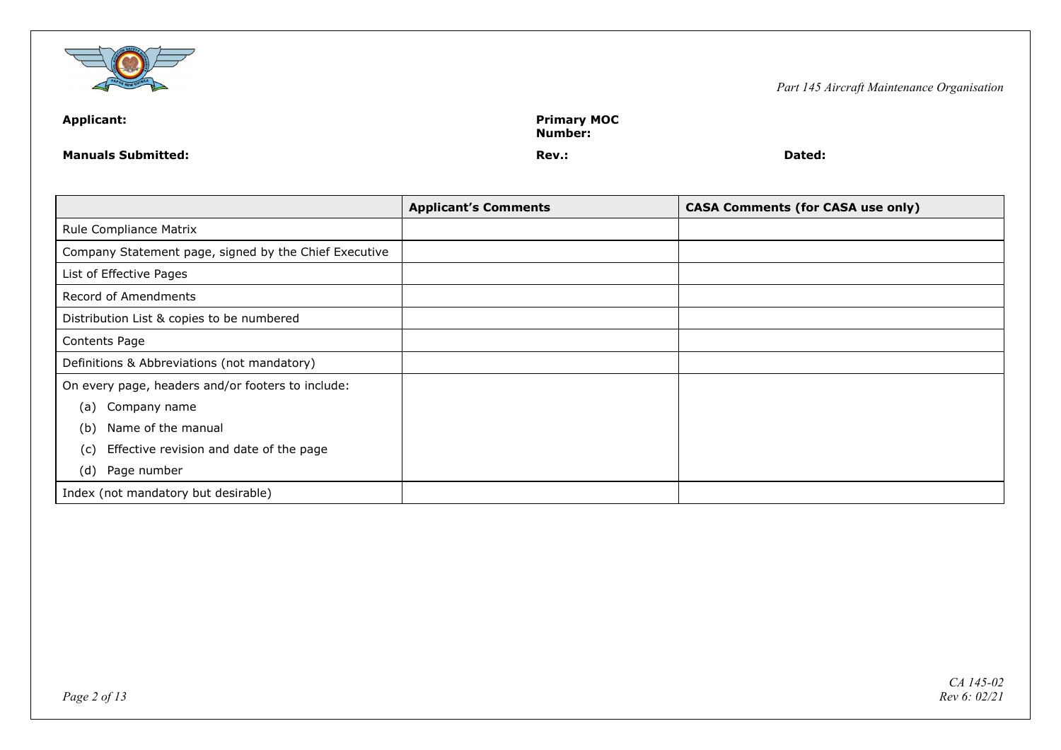**Applicant:**

**Primary MOC Number:**

**Manuals Submitted:**

**Rev.:**

**Dated:**

| | **Applicant's Comments** | **CASA Comments (for CASA use only)** |
|---|---|---|
| Rule Compliance Matrix | | |
| Company Statement page, signed by the Chief Executive | | |
| List of Effective Pages | | |
| Record of Amendments | | |
| Distribution List & copies to be numbered | | |
| Contents Page | | |
| Definitions & Abbreviations (not mandatory) | | |
| On every page, headers and/or footers to include:<br>(a) Company name<br>(b) Name of the manual<br>(c) Effective revision and date of the page<br>(d) Page number | | |
| Index (not mandatory but desirable) | | |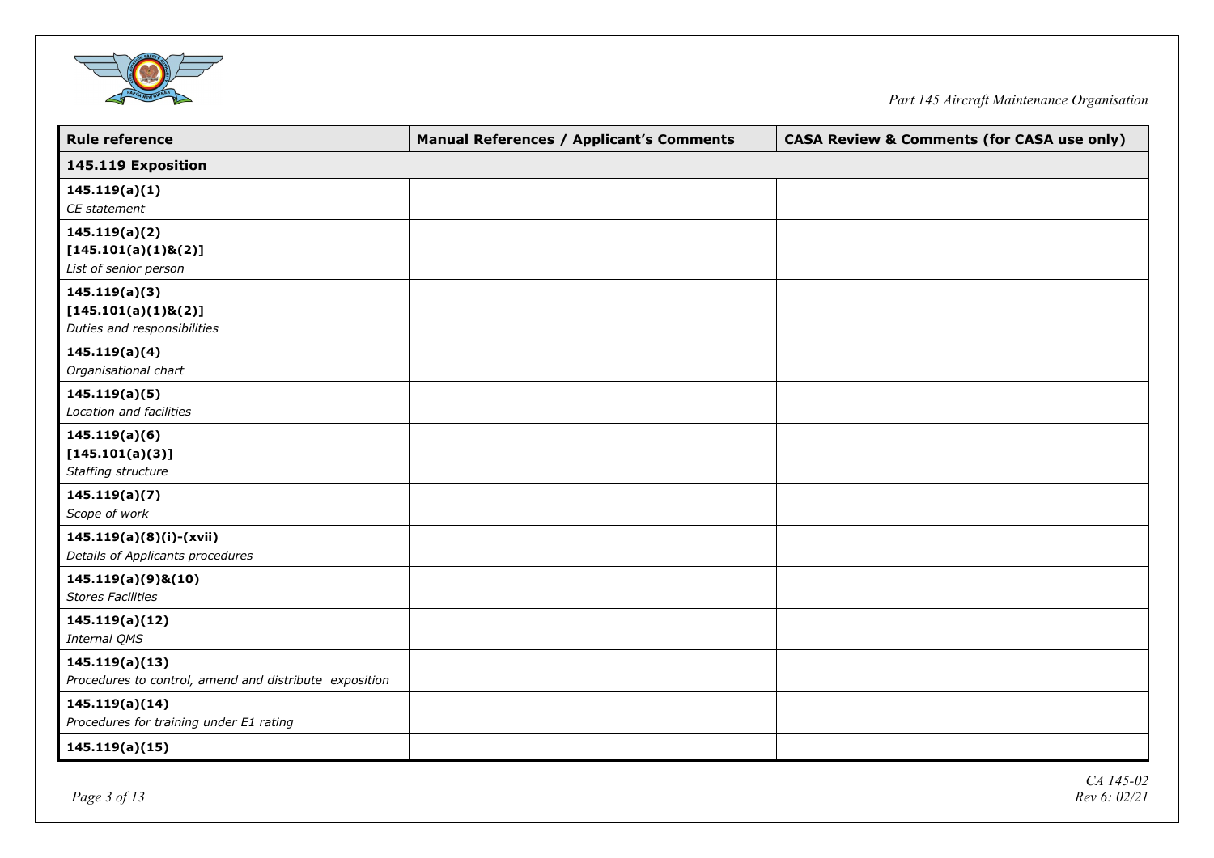| Rule reference | Manual References / Applicant's Comments | CASA Review & Comments (for CASA use only) |
|---|---|---|
| **145.119 Exposition** | | |
| **145.119(a)(1)**<br>*CE statement* | | |
| **145.119(a)(2)**<br>**[145.101(a)(1)&(2)]**<br>*List of senior person* | | |
| **145.119(a)(3)**<br>**[145.101(a)(1)&(2)]**<br>*Duties and responsibilities* | | |
| **145.119(a)(4)**<br>*Organisational chart* | | |
| **145.119(a)(5)**<br>*Location and facilities* | | |
| **145.119(a)(6)**<br>**[145.101(a)(3)]**<br>*Staffing structure* | | |
| **145.119(a)(7)**<br>*Scope of work* | | |
| **145.119(a)(8)(i)-(xvii)**<br>*Details of Applicants procedures* | | |
| **145.119(a)(9)&(10)**<br>*Stores Facilities* | | |
| **145.119(a)(12)**<br>*Internal QMS* | | |
| **145.119(a)(13)**<br>*Procedures to control, amend and distribute exposition* | | |
| **145.119(a)(14)**<br>*Procedures for training under E1 rating* | | |
| **145.119(a)(15)** | | |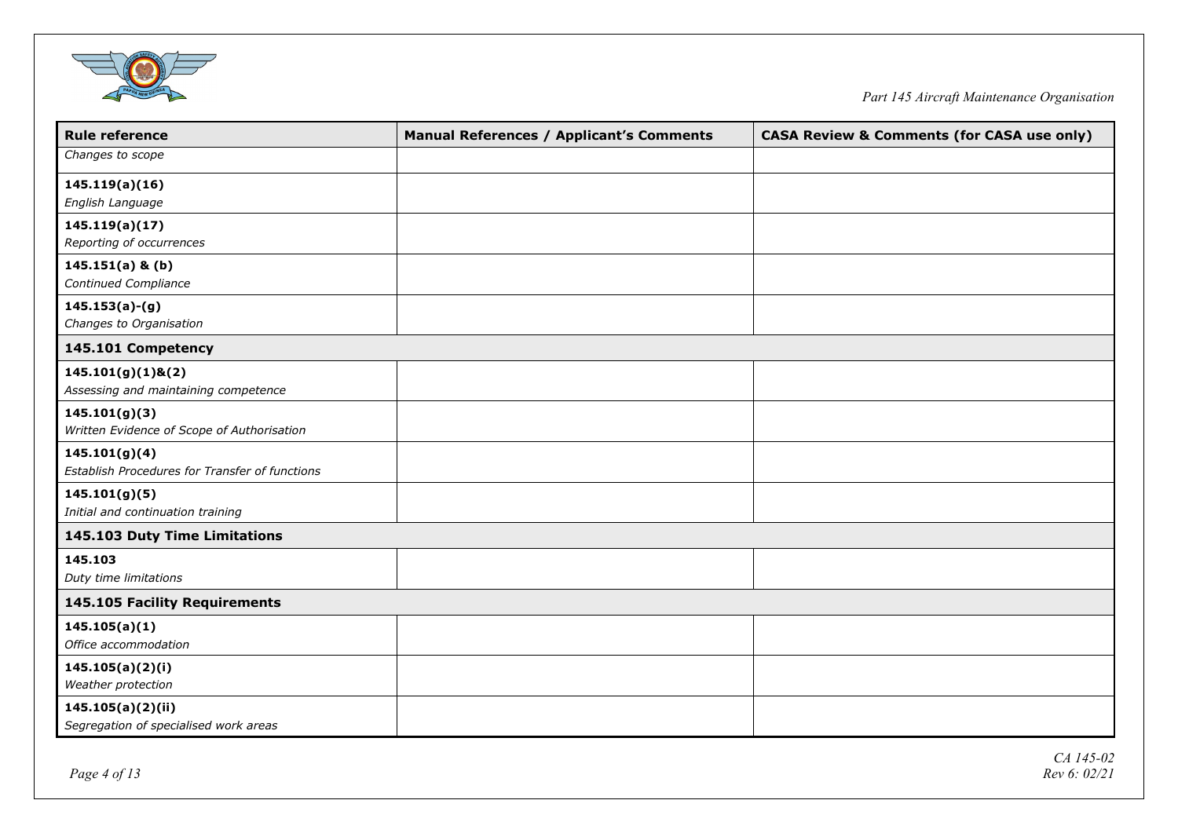| Rule reference | Manual References / Applicant's Comments | CASA Review & Comments (for CASA use only) |
|---|---|---|
| *Changes to scope* | | |
| **145.119(a)(16)**<br>*English Language* | | |
| **145.119(a)(17)**<br>*Reporting of occurrences* | | |
| **145.151(a) & (b)**<br>*Continued Compliance* | | |
| **145.153(a)-(g)**<br>*Changes to Organisation* | | |
| **145.101 Competency** | | |
| **145.101(g)(1)&(2)**<br>*Assessing and maintaining competence* | | |
| **145.101(g)(3)**<br>*Written Evidence of Scope of Authorisation* | | |
| **145.101(g)(4)**<br>*Establish Procedures for Transfer of functions* | | |
| **145.101(g)(5)**<br>*Initial and continuation training* | | |
| **145.103 Duty Time Limitations** | | |
| **145.103**<br>*Duty time limitations* | | |
| **145.105 Facility Requirements** | | |
| **145.105(a)(1)**<br>*Office accommodation* | | |
| **145.105(a)(2)(i)**<br>*Weather protection* | | |
| **145.105(a)(2)(ii)**<br>*Segregation of specialised work areas* | | |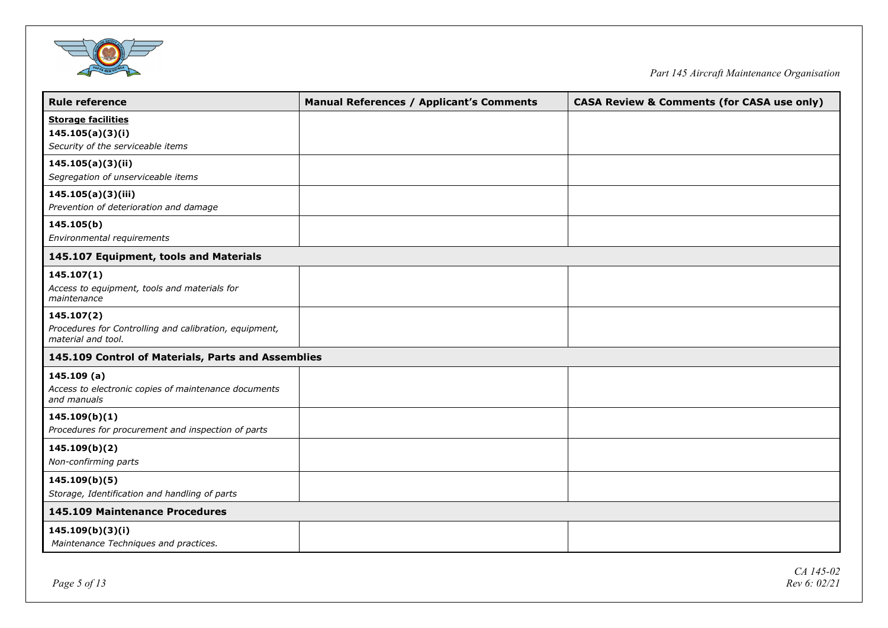| Rule reference | Manual References / Applicant's Comments | CASA Review & Comments (for CASA use only) |
|---|---|---|
| **Storage facilities**<br>**145.105(a)(3)(i)**<br>*Security of the serviceable items* | | |
| **145.105(a)(3)(ii)**<br>*Segregation of unserviceable items* | | |
| **145.105(a)(3)(iii)**<br>*Prevention of deterioration and damage* | | |
| **145.105(b)**<br>*Environmental requirements* | | |
| **145.107 Equipment, tools and Materials** | | |
| **145.107(1)**<br>*Access to equipment, tools and materials for maintenance* | | |
| **145.107(2)**<br>*Procedures for Controlling and calibration, equipment, material and tool.* | | |
| **145.109 Control of Materials, Parts and Assemblies** | | |
| **145.109 (a)**<br>*Access to electronic copies of maintenance documents and manuals* | | |
| **145.109(b)(1)**<br>*Procedures for procurement and inspection of parts* | | |
| **145.109(b)(2)**<br>*Non-confirming parts* | | |
| **145.109(b)(5)**<br>*Storage, Identification and handling of parts* | | |
| **145.109 Maintenance Procedures** | | |
| **145.109(b)(3)(i)**<br>*Maintenance Techniques and practices.* | | |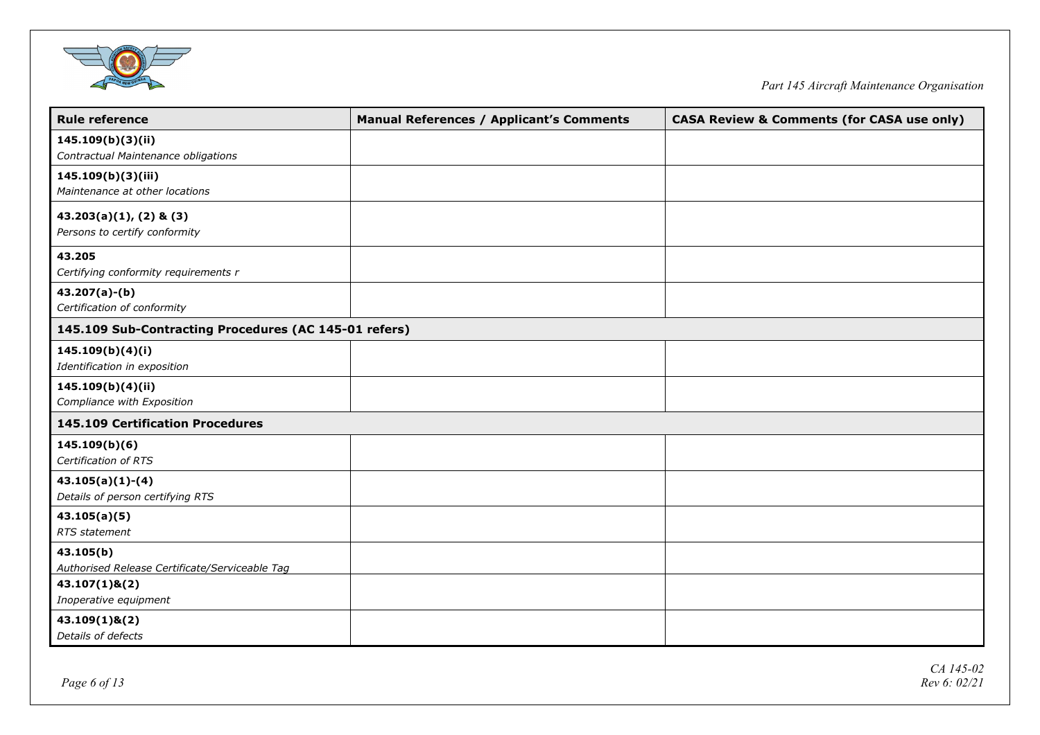| Rule reference | Manual References / Applicant's Comments | CASA Review & Comments (for CASA use only) |
|---|---|---|
| **145.109(b)(3)(ii)**<br>*Contractual Maintenance obligations* | | |
| **145.109(b)(3)(iii)**<br>*Maintenance at other locations* | | |
| **43.203(a)(1), (2) & (3)**<br>*Persons to certify conformity* | | |
| **43.205**<br>*Certifying conformity requirements r* | | |
| **43.207(a)-(b)**<br>*Certification of conformity* | | |
| **145.109 Sub-Contracting Procedures (AC 145-01 refers)** | | |
| **145.109(b)(4)(i)**<br>*Identification in exposition* | | |
| **145.109(b)(4)(ii)**<br>*Compliance with Exposition* | | |
| **145.109 Certification Procedures** | | |
| **145.109(b)(6)**<br>*Certification of RTS* | | |
| **43.105(a)(1)-(4)**<br>*Details of person certifying RTS* | | |
| **43.105(a)(5)**<br>*RTS statement* | | |
| **43.105(b)**<br>*Authorised Release Certificate/Serviceable Tag* | | |
| **43.107(1)&(2)**<br>*Inoperative equipment* | | |
| **43.109(1)&(2)**<br>*Details of defects* | | |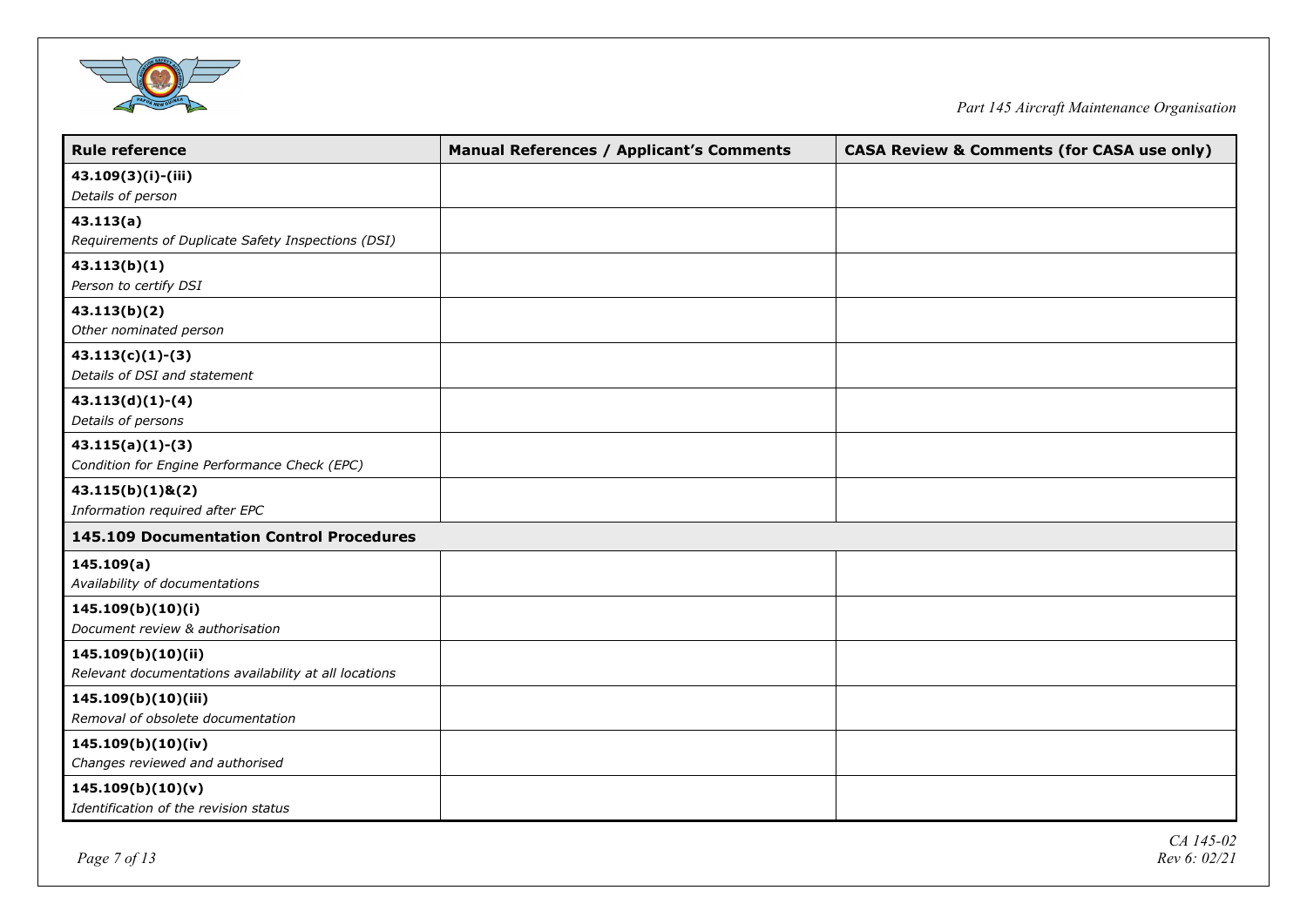| Rule reference | Manual References / Applicant's Comments | CASA Review & Comments (for CASA use only) |
|---|---|---|
| **43.109(3)(i)-(iii)**<br>*Details of person* | | |
| **43.113(a)**<br>*Requirements of Duplicate Safety Inspections (DSI)* | | |
| **43.113(b)(1)**<br>*Person to certify DSI* | | |
| **43.113(b)(2)**<br>*Other nominated person* | | |
| **43.113(c)(1)-(3)**<br>*Details of DSI and statement* | | |
| **43.113(d)(1)-(4)**<br>*Details of persons* | | |
| **43.115(a)(1)-(3)**<br>*Condition for Engine Performance Check (EPC)* | | |
| **43.115(b)(1)&(2)**<br>*Information required after EPC* | | |
| **145.109 Documentation Control Procedures** | | |
| **145.109(a)**<br>*Availability of documentations* | | |
| **145.109(b)(10)(i)**<br>*Document review & authorisation* | | |
| **145.109(b)(10)(ii)**<br>*Relevant documentations availability at all locations* | | |
| **145.109(b)(10)(iii)**<br>*Removal of obsolete documentation* | | |
| **145.109(b)(10)(iv)**<br>*Changes reviewed and authorised* | | |
| **145.109(b)(10)(v)**<br>*Identification of the revision status* | | |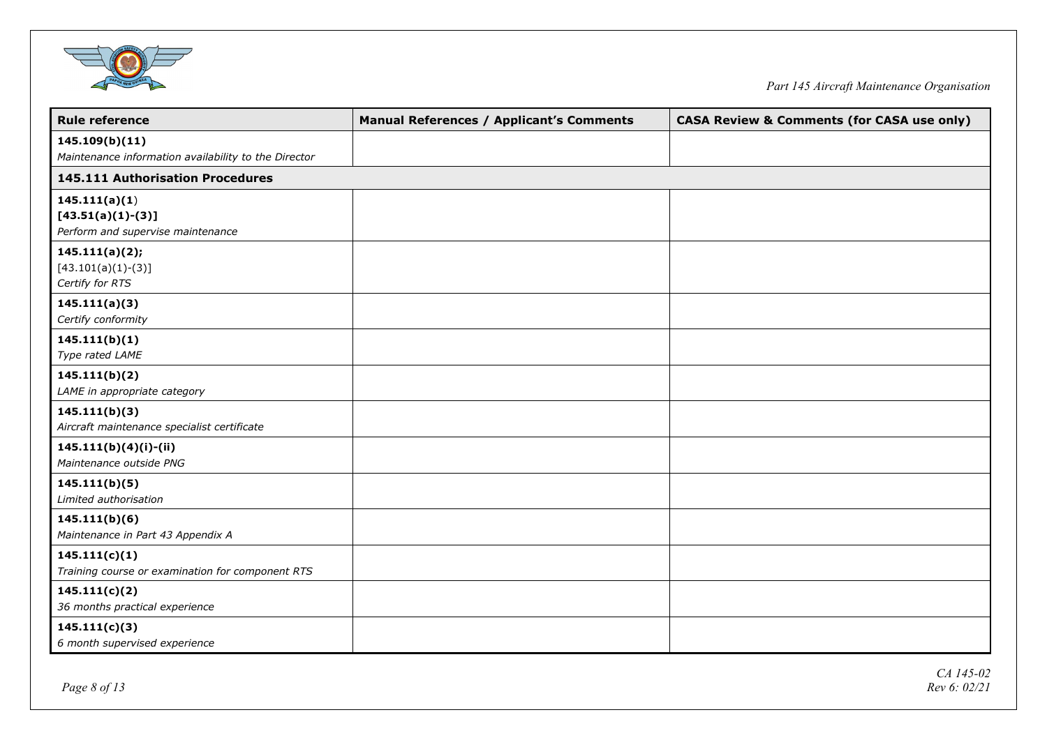| Rule reference | Manual References / Applicant's Comments | CASA Review & Comments (for CASA use only) |
|---|---|---|
| **145.109(b)(11)**<br>*Maintenance information availability to the Director* | | |
| **145.111 Authorisation Procedures** | | |
| **145.111(a)(1)**<br>**[43.51(a)(1)-(3)]**<br>*Perform and supervise maintenance* | | |
| **145.111(a)(2);**<br>[43.101(a)(1)-(3)]<br>*Certify for RTS* | | |
| **145.111(a)(3)**<br>*Certify conformity* | | |
| **145.111(b)(1)**<br>*Type rated LAME* | | |
| **145.111(b)(2)**<br>*LAME in appropriate category* | | |
| **145.111(b)(3)**<br>*Aircraft maintenance specialist certificate* | | |
| **145.111(b)(4)(i)-(ii)**<br>*Maintenance outside PNG* | | |
| **145.111(b)(5)**<br>*Limited authorisation* | | |
| **145.111(b)(6)**<br>*Maintenance in Part 43 Appendix A* | | |
| **145.111(c)(1)**<br>*Training course or examination for component RTS* | | |
| **145.111(c)(2)**<br>*36 months practical experience* | | |
| **145.111(c)(3)**<br>*6 month supervised experience* | | |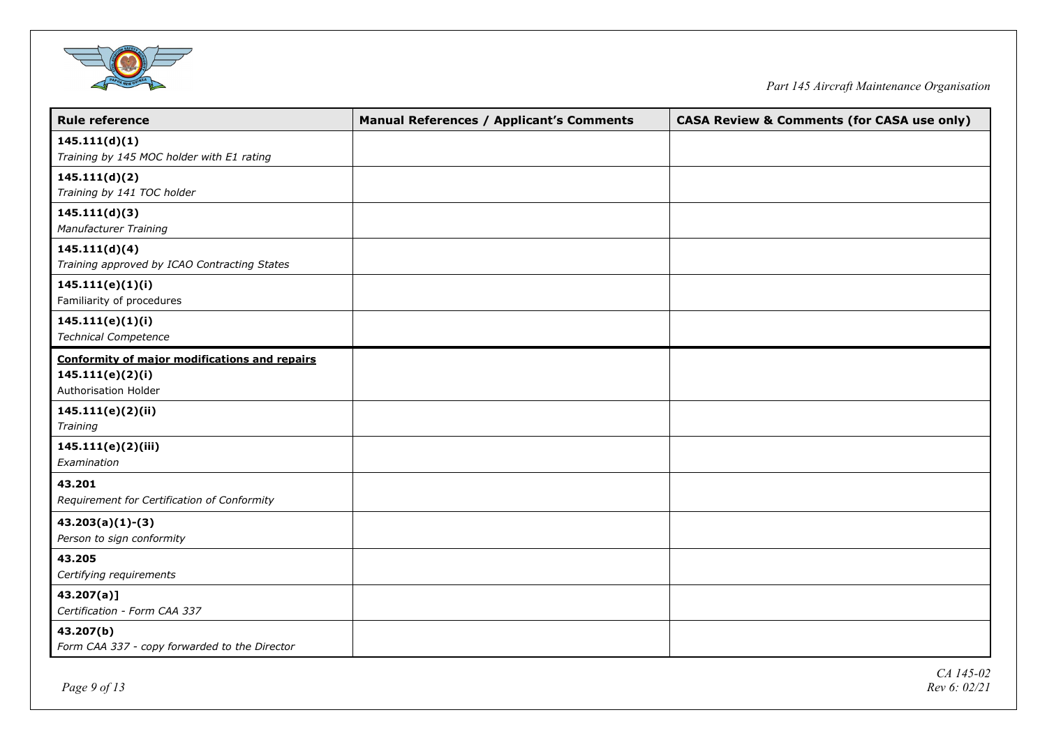| Rule reference | Manual References / Applicant's Comments | CASA Review & Comments (for CASA use only) |
|---|---|---|
| **145.111(d)(1)**<br>*Training by 145 MOC holder with E1 rating* | | |
| **145.111(d)(2)**<br>*Training by 141 TOC holder* | | |
| **145.111(d)(3)**<br>*Manufacturer Training* | | |
| **145.111(d)(4)**<br>*Training approved by ICAO Contracting States* | | |
| **145.111(e)(1)(i)**<br>Familiarity of procedures | | |
| **145.111(e)(1)(i)**<br>*Technical Competence* | | |
| **Conformity of major modifications and repairs**<br>**145.111(e)(2)(i)**<br>Authorisation Holder | | |
| **145.111(e)(2)(ii)**<br>*Training* | | |
| **145.111(e)(2)(iii)**<br>*Examination* | | |
| **43.201**<br>*Requirement for Certification of Conformity* | | |
| **43.203(a)(1)-(3)**<br>*Person to sign conformity* | | |
| **43.205**<br>*Certifying requirements* | | |
| **43.207(a)]**<br>*Certification - Form CAA 337* | | |
| **43.207(b)**<br>*Form CAA 337 - copy forwarded to the Director* | | |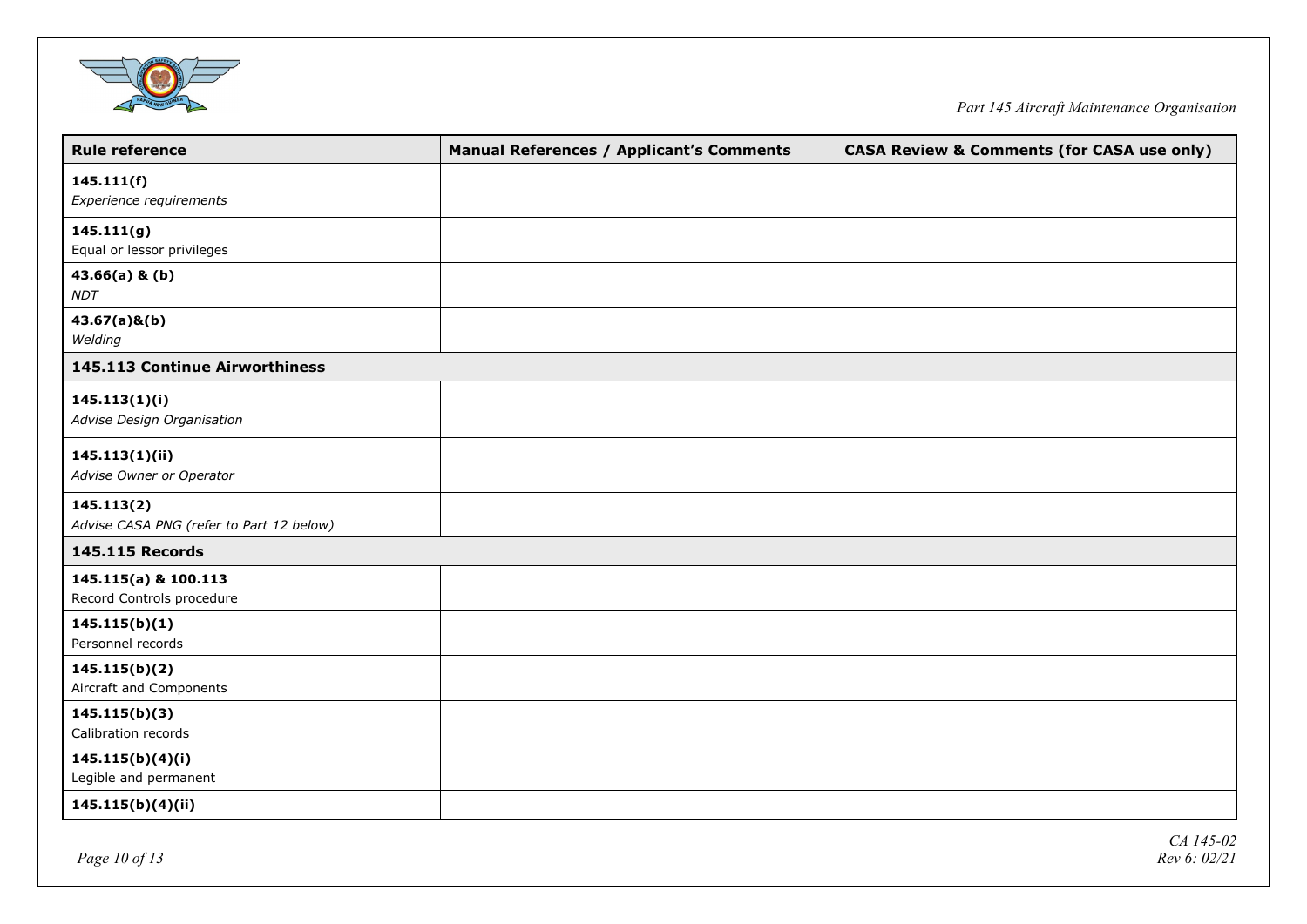| Rule reference | Manual References / Applicant's Comments | CASA Review & Comments (for CASA use only) |
|---|---|---|
| **145.111(f)**<br>*Experience requirements* | | |
| **145.111(g)**<br>Equal or lessor privileges | | |
| **43.66(a) & (b)**<br>*NDT* | | |
| **43.67(a)&(b)**<br>*Welding* | | |
| **145.113 Continue Airworthiness** | | |
| **145.113(1)(i)**<br>*Advise Design Organisation* | | |
| **145.113(1)(ii)**<br>*Advise Owner or Operator* | | |
| **145.113(2)**<br>*Advise CASA PNG (refer to Part 12 below)* | | |
| **145.115 Records** | | |
| **145.115(a) & 100.113**<br>Record Controls procedure | | |
| **145.115(b)(1)**<br>Personnel records | | |
| **145.115(b)(2)**<br>Aircraft and Components | | |
| **145.115(b)(3)**<br>Calibration records | | |
| **145.115(b)(4)(i)**<br>Legible and permanent | | |
| **145.115(b)(4)(ii)** | | |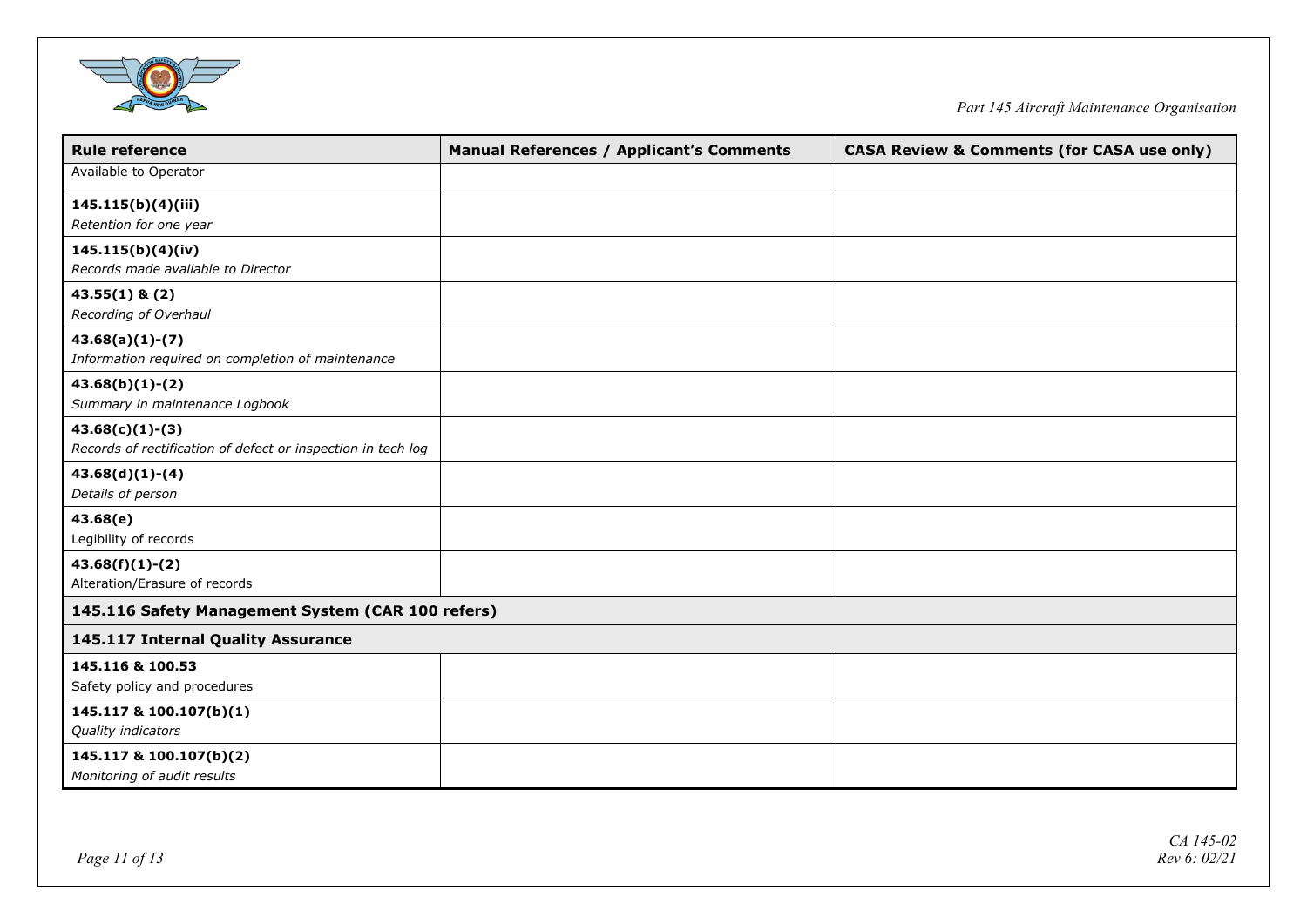| Rule reference | Manual References / Applicant's Comments | CASA Review & Comments (for CASA use only) |
|---|---|---|
| Available to Operator | | |
| **145.115(b)(4)(iii)**<br>*Retention for one year* | | |
| **145.115(b)(4)(iv)**<br>*Records made available to Director* | | |
| **43.55(1) & (2)**<br>*Recording of Overhaul* | | |
| **43.68(a)(1)-(7)**<br>*Information required on completion of maintenance* | | |
| **43.68(b)(1)-(2)**<br>*Summary in maintenance Logbook* | | |
| **43.68(c)(1)-(3)**<br>*Records of rectification of defect or inspection in tech log* | | |
| **43.68(d)(1)-(4)**<br>*Details of person* | | |
| **43.68(e)**<br>Legibility of records | | |
| **43.68(f)(1)-(2)**<br>Alteration/Erasure of records | | |
| **145.116 Safety Management System (CAR 100 refers)** | | |
| **145.117 Internal Quality Assurance** | | |
| **145.116 & 100.53**<br>Safety policy and procedures | | |
| **145.117 & 100.107(b)(1)**<br>*Quality indicators* | | |
| **145.117 & 100.107(b)(2)**<br>*Monitoring of audit results* | | |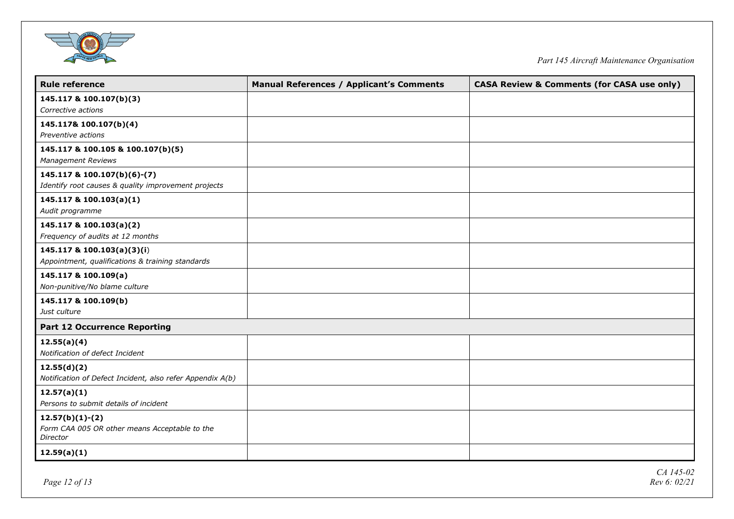| Rule reference | Manual References / Applicant's Comments | CASA Review & Comments (for CASA use only) |
|---|---|---|
| **145.117 & 100.107(b)(3)**<br>*Corrective actions* | | |
| **145.117& 100.107(b)(4)**<br>*Preventive actions* | | |
| **145.117 & 100.105 & 100.107(b)(5)**<br>*Management Reviews* | | |
| **145.117 & 100.107(b)(6)-(7)**<br>*Identify root causes & quality improvement projects* | | |
| **145.117 & 100.103(a)(1)**<br>*Audit programme* | | |
| **145.117 & 100.103(a)(2)**<br>*Frequency of audits at 12 months* | | |
| **145.117 & 100.103(a)(3)(i)**<br>*Appointment, qualifications & training standards* | | |
| **145.117 & 100.109(a)**<br>*Non-punitive/No blame culture* | | |
| **145.117 & 100.109(b)**<br>*Just culture* | | |
| **Part 12 Occurrence Reporting** | | |
| **12.55(a)(4)**<br>*Notification of defect Incident* | | |
| **12.55(d)(2)**<br>*Notification of Defect Incident, also refer Appendix A(b)* | | |
| **12.57(a)(1)**<br>*Persons to submit details of incident* | | |
| **12.57(b)(1)-(2)**<br>*Form CAA 005 OR other means Acceptable to the Director* | | |
| **12.59(a)(1)** | | |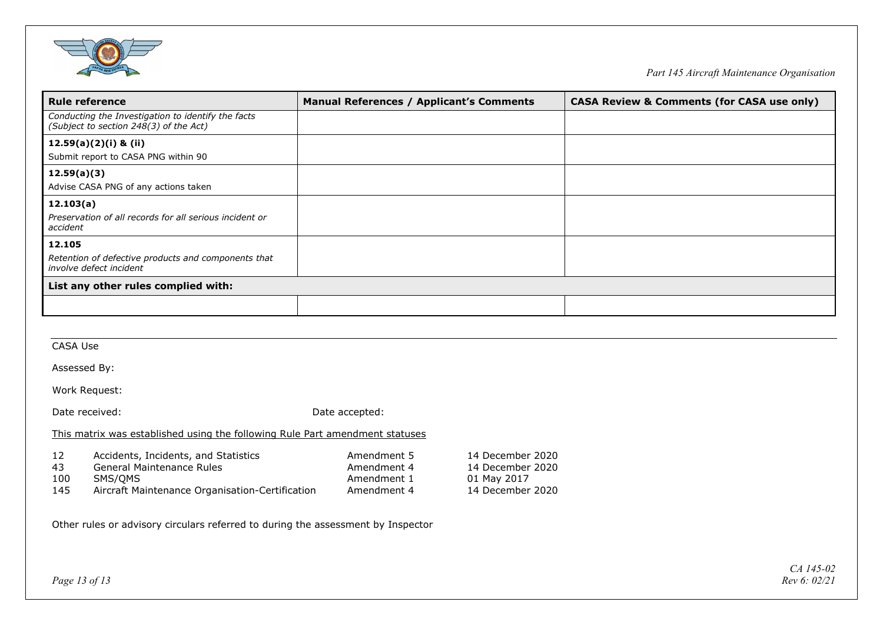| **Rule reference** | **Manual References / Applicant's Comments** | **CASA Review & Comments (for CASA use only)** |
|---|---|---|
| *Conducting the Investigation to identify the facts (Subject to section 248(3) of the Act)* | | |
| **12.59(a)(2)(i) & (ii)**<br>Submit report to CASA PNG within 90 | | |
| **12.59(a)(3)**<br>Advise CASA PNG of any actions taken | | |
| **12.103(a)**<br>*Preservation of all records for all serious incident or accident* | | |
| **12.105**<br>*Retention of defective products and components that involve defect incident* | | |
| **List any other rules complied with:** | | |
| | | |

CASA Use

Assessed By:

Work Request:

Date received: Date accepted:

This matrix was established using the following Rule Part amendment statuses

| | | | |
|---|---|---|---|
| 12 | Accidents, Incidents, and Statistics | Amendment 5 | 14 December 2020 |
| 43 | General Maintenance Rules | Amendment 4 | 14 December 2020 |
| 100 | SMS/QMS | Amendment 1 | 01 May 2017 |
| 145 | Aircraft Maintenance Organisation-Certification | Amendment 4 | 14 December 2020 |

Other rules or advisory circulars referred to during the assessment by Inspector